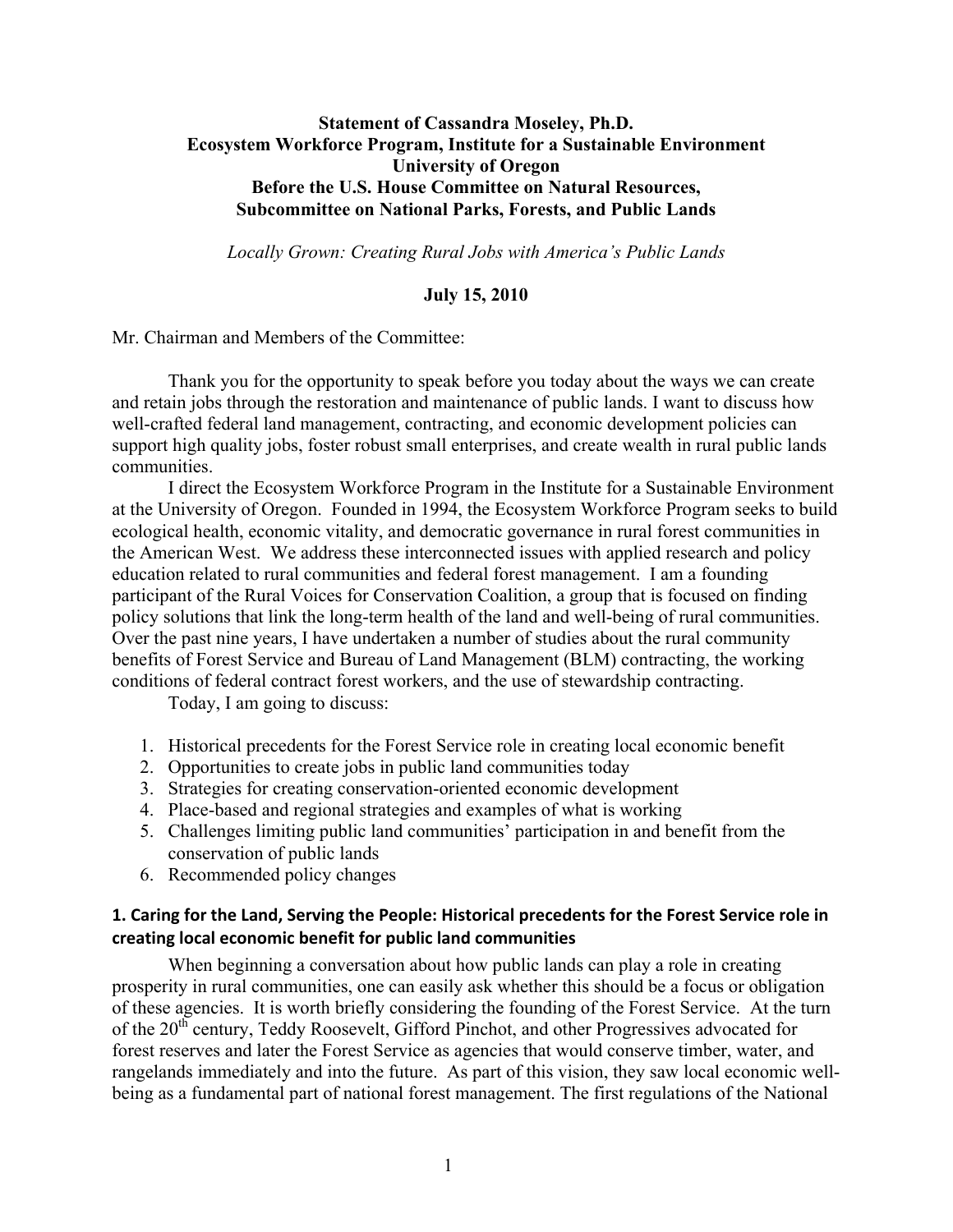**Statement of Cassandra Moseley, Ph.D.**
**Ecosystem Workforce Program, Institute for a Sustainable Environment**
**University of Oregon**
**Before the U.S. House Committee on Natural Resources,**
**Subcommittee on National Parks, Forests, and Public Lands**

*Locally Grown: Creating Rural Jobs with America's Public Lands*

**July 15, 2010**

Mr. Chairman and Members of the Committee:

Thank you for the opportunity to speak before you today about the ways we can create and retain jobs through the restoration and maintenance of public lands. I want to discuss how well-crafted federal land management, contracting, and economic development policies can support high quality jobs, foster robust small enterprises, and create wealth in rural public lands communities.

I direct the Ecosystem Workforce Program in the Institute for a Sustainable Environment at the University of Oregon. Founded in 1994, the Ecosystem Workforce Program seeks to build ecological health, economic vitality, and democratic governance in rural forest communities in the American West. We address these interconnected issues with applied research and policy education related to rural communities and federal forest management. I am a founding participant of the Rural Voices for Conservation Coalition, a group that is focused on finding policy solutions that link the long-term health of the land and well-being of rural communities. Over the past nine years, I have undertaken a number of studies about the rural community benefits of Forest Service and Bureau of Land Management (BLM) contracting, the working conditions of federal contract forest workers, and the use of stewardship contracting.

Today, I am going to discuss:

1. Historical precedents for the Forest Service role in creating local economic benefit
2. Opportunities to create jobs in public land communities today
3. Strategies for creating conservation-oriented economic development
4. Place-based and regional strategies and examples of what is working
5. Challenges limiting public land communities' participation in and benefit from the conservation of public lands
6. Recommended policy changes

### 1. Caring for the Land, Serving the People: Historical precedents for the Forest Service role in creating local economic benefit for public land communities

When beginning a conversation about how public lands can play a role in creating prosperity in rural communities, one can easily ask whether this should be a focus or obligation of these agencies. It is worth briefly considering the founding of the Forest Service. At the turn of the 20th century, Teddy Roosevelt, Gifford Pinchot, and other Progressives advocated for forest reserves and later the Forest Service as agencies that would conserve timber, water, and rangelands immediately and into the future. As part of this vision, they saw local economic well-being as a fundamental part of national forest management. The first regulations of the National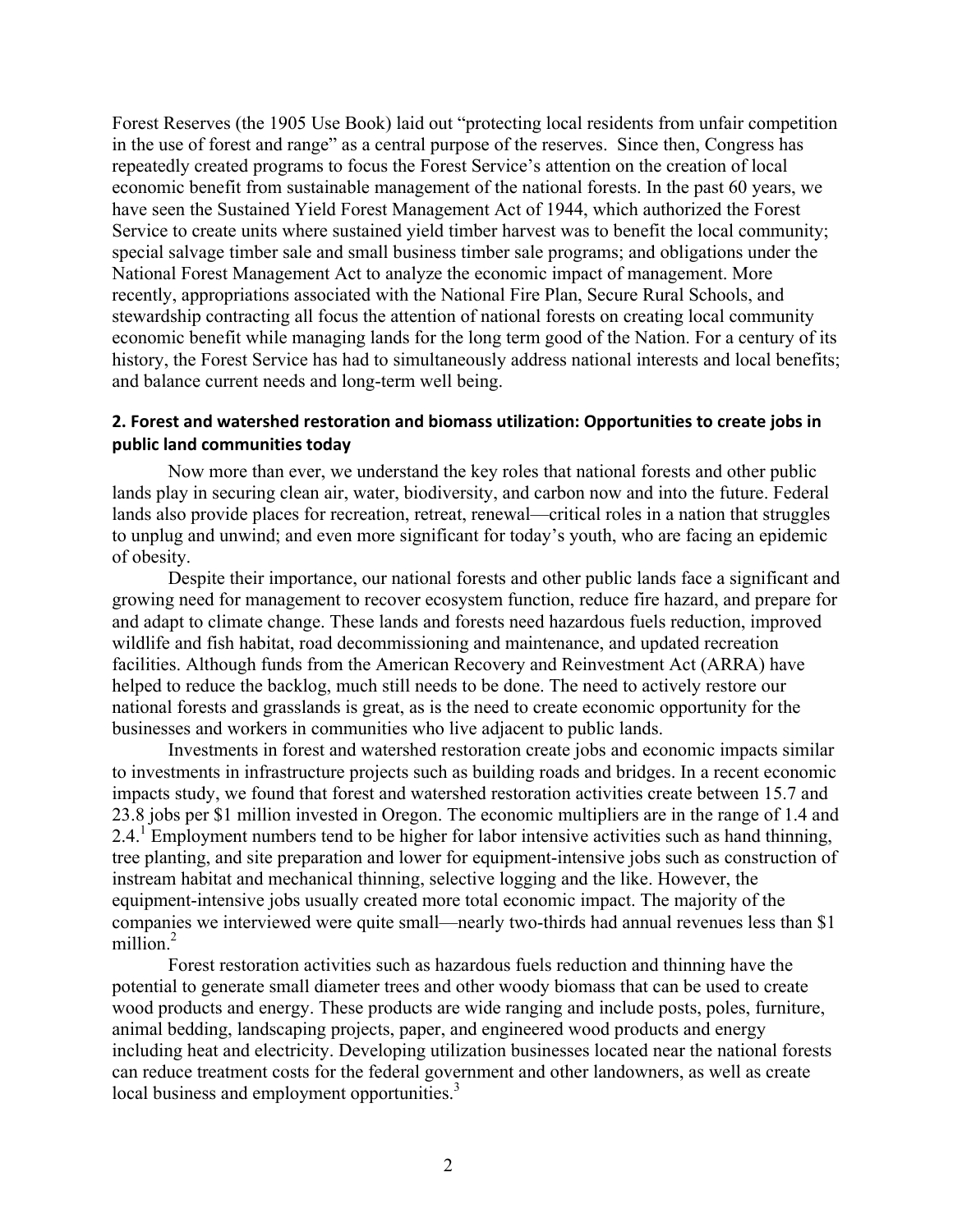Forest Reserves (the 1905 Use Book) laid out "protecting local residents from unfair competition in the use of forest and range" as a central purpose of the reserves. Since then, Congress has repeatedly created programs to focus the Forest Service's attention on the creation of local economic benefit from sustainable management of the national forests. In the past 60 years, we have seen the Sustained Yield Forest Management Act of 1944, which authorized the Forest Service to create units where sustained yield timber harvest was to benefit the local community; special salvage timber sale and small business timber sale programs; and obligations under the National Forest Management Act to analyze the economic impact of management. More recently, appropriations associated with the National Fire Plan, Secure Rural Schools, and stewardship contracting all focus the attention of national forests on creating local community economic benefit while managing lands for the long term good of the Nation. For a century of its history, the Forest Service has had to simultaneously address national interests and local benefits; and balance current needs and long-term well being.

## 2. Forest and watershed restoration and biomass utilization: Opportunities to create jobs in public land communities today

Now more than ever, we understand the key roles that national forests and other public lands play in securing clean air, water, biodiversity, and carbon now and into the future. Federal lands also provide places for recreation, retreat, renewal—critical roles in a nation that struggles to unplug and unwind; and even more significant for today's youth, who are facing an epidemic of obesity.

Despite their importance, our national forests and other public lands face a significant and growing need for management to recover ecosystem function, reduce fire hazard, and prepare for and adapt to climate change. These lands and forests need hazardous fuels reduction, improved wildlife and fish habitat, road decommissioning and maintenance, and updated recreation facilities. Although funds from the American Recovery and Reinvestment Act (ARRA) have helped to reduce the backlog, much still needs to be done. The need to actively restore our national forests and grasslands is great, as is the need to create economic opportunity for the businesses and workers in communities who live adjacent to public lands.

Investments in forest and watershed restoration create jobs and economic impacts similar to investments in infrastructure projects such as building roads and bridges. In a recent economic impacts study, we found that forest and watershed restoration activities create between 15.7 and 23.8 jobs per $1 million invested in Oregon. The economic multipliers are in the range of 1.4 and 2.4.[1] Employment numbers tend to be higher for labor intensive activities such as hand thinning, tree planting, and site preparation and lower for equipment-intensive jobs such as construction of instream habitat and mechanical thinning, selective logging and the like. However, the equipment-intensive jobs usually created more total economic impact. The majority of the companies we interviewed were quite small—nearly two-thirds had annual revenues less than $1 million.[2]

Forest restoration activities such as hazardous fuels reduction and thinning have the potential to generate small diameter trees and other woody biomass that can be used to create wood products and energy. These products are wide ranging and include posts, poles, furniture, animal bedding, landscaping projects, paper, and engineered wood products and energy including heat and electricity. Developing utilization businesses located near the national forests can reduce treatment costs for the federal government and other landowners, as well as create local business and employment opportunities.[3]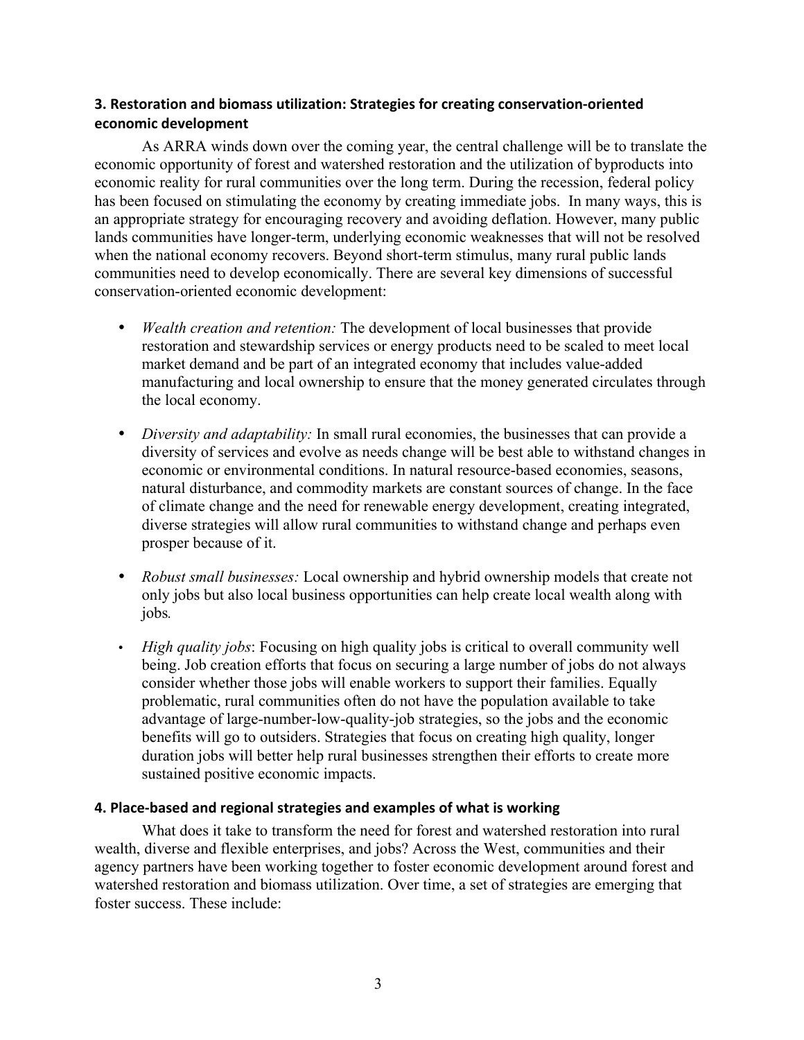### 3. Restoration and biomass utilization: Strategies for creating conservation-oriented economic development

As ARRA winds down over the coming year, the central challenge will be to translate the economic opportunity of forest and watershed restoration and the utilization of byproducts into economic reality for rural communities over the long term. During the recession, federal policy has been focused on stimulating the economy by creating immediate jobs. In many ways, this is an appropriate strategy for encouraging recovery and avoiding deflation. However, many public lands communities have longer-term, underlying economic weaknesses that will not be resolved when the national economy recovers. Beyond short-term stimulus, many rural public lands communities need to develop economically. There are several key dimensions of successful conservation-oriented economic development:

- *Wealth creation and retention:* The development of local businesses that provide restoration and stewardship services or energy products need to be scaled to meet local market demand and be part of an integrated economy that includes value-added manufacturing and local ownership to ensure that the money generated circulates through the local economy.

- *Diversity and adaptability:* In small rural economies, the businesses that can provide a diversity of services and evolve as needs change will be best able to withstand changes in economic or environmental conditions. In natural resource-based economies, seasons, natural disturbance, and commodity markets are constant sources of change. In the face of climate change and the need for renewable energy development, creating integrated, diverse strategies will allow rural communities to withstand change and perhaps even prosper because of it.

- *Robust small businesses:* Local ownership and hybrid ownership models that create not only jobs but also local business opportunities can help create local wealth along with jobs.

- *High quality jobs*: Focusing on high quality jobs is critical to overall community well being. Job creation efforts that focus on securing a large number of jobs do not always consider whether those jobs will enable workers to support their families. Equally problematic, rural communities often do not have the population available to take advantage of large-number-low-quality-job strategies, so the jobs and the economic benefits will go to outsiders. Strategies that focus on creating high quality, longer duration jobs will better help rural businesses strengthen their efforts to create more sustained positive economic impacts.

### 4. Place-based and regional strategies and examples of what is working

What does it take to transform the need for forest and watershed restoration into rural wealth, diverse and flexible enterprises, and jobs? Across the West, communities and their agency partners have been working together to foster economic development around forest and watershed restoration and biomass utilization. Over time, a set of strategies are emerging that foster success. These include: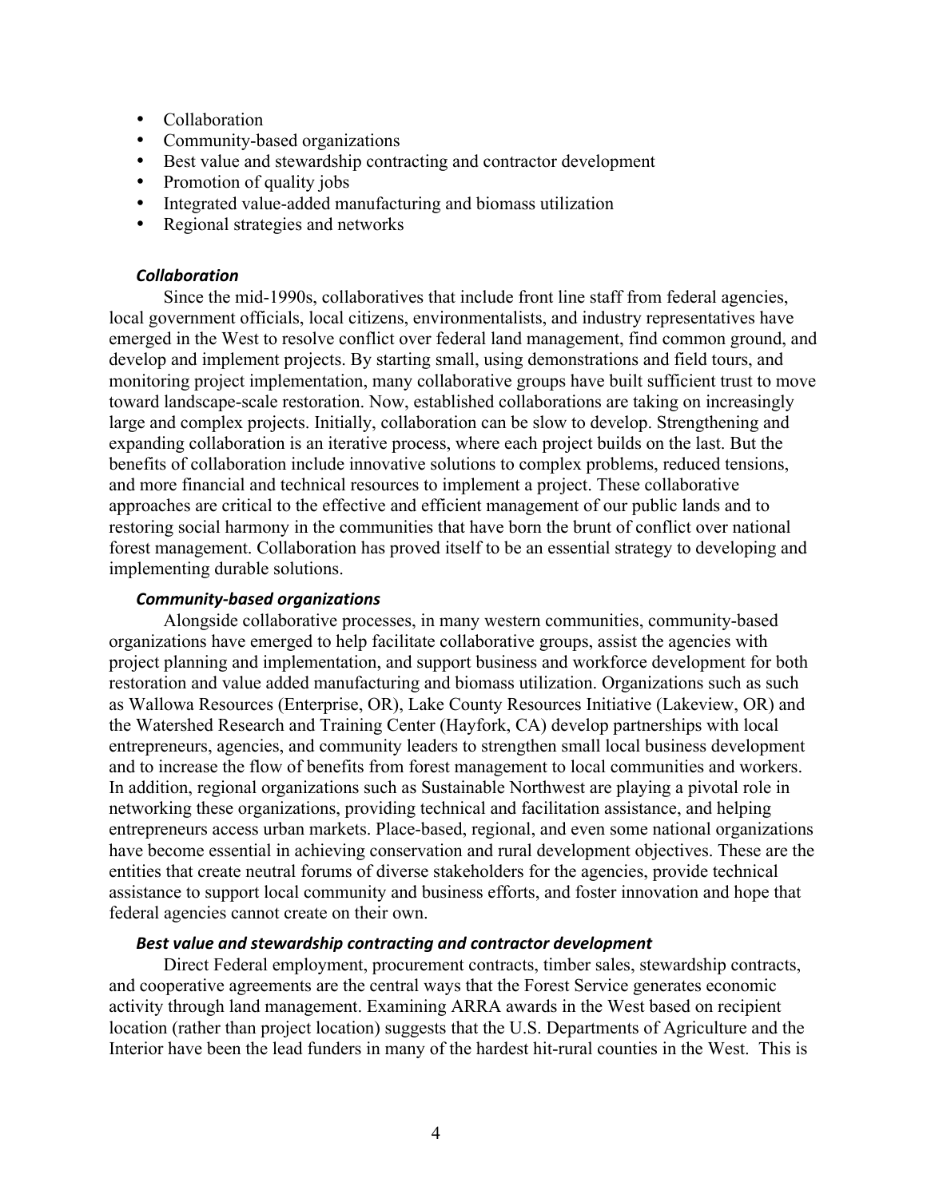- Collaboration
- Community-based organizations
- Best value and stewardship contracting and contractor development
- Promotion of quality jobs
- Integrated value-added manufacturing and biomass utilization
- Regional strategies and networks

### *Collaboration*

Since the mid-1990s, collaboratives that include front line staff from federal agencies, local government officials, local citizens, environmentalists, and industry representatives have emerged in the West to resolve conflict over federal land management, find common ground, and develop and implement projects. By starting small, using demonstrations and field tours, and monitoring project implementation, many collaborative groups have built sufficient trust to move toward landscape-scale restoration. Now, established collaborations are taking on increasingly large and complex projects. Initially, collaboration can be slow to develop. Strengthening and expanding collaboration is an iterative process, where each project builds on the last. But the benefits of collaboration include innovative solutions to complex problems, reduced tensions, and more financial and technical resources to implement a project. These collaborative approaches are critical to the effective and efficient management of our public lands and to restoring social harmony in the communities that have born the brunt of conflict over national forest management. Collaboration has proved itself to be an essential strategy to developing and implementing durable solutions.

### *Community-based organizations*

Alongside collaborative processes, in many western communities, community-based organizations have emerged to help facilitate collaborative groups, assist the agencies with project planning and implementation, and support business and workforce development for both restoration and value added manufacturing and biomass utilization. Organizations such as such as Wallowa Resources (Enterprise, OR), Lake County Resources Initiative (Lakeview, OR) and the Watershed Research and Training Center (Hayfork, CA) develop partnerships with local entrepreneurs, agencies, and community leaders to strengthen small local business development and to increase the flow of benefits from forest management to local communities and workers. In addition, regional organizations such as Sustainable Northwest are playing a pivotal role in networking these organizations, providing technical and facilitation assistance, and helping entrepreneurs access urban markets. Place-based, regional, and even some national organizations have become essential in achieving conservation and rural development objectives. These are the entities that create neutral forums of diverse stakeholders for the agencies, provide technical assistance to support local community and business efforts, and foster innovation and hope that federal agencies cannot create on their own.

### *Best value and stewardship contracting and contractor development*

Direct Federal employment, procurement contracts, timber sales, stewardship contracts, and cooperative agreements are the central ways that the Forest Service generates economic activity through land management. Examining ARRA awards in the West based on recipient location (rather than project location) suggests that the U.S. Departments of Agriculture and the Interior have been the lead funders in many of the hardest hit-rural counties in the West. This is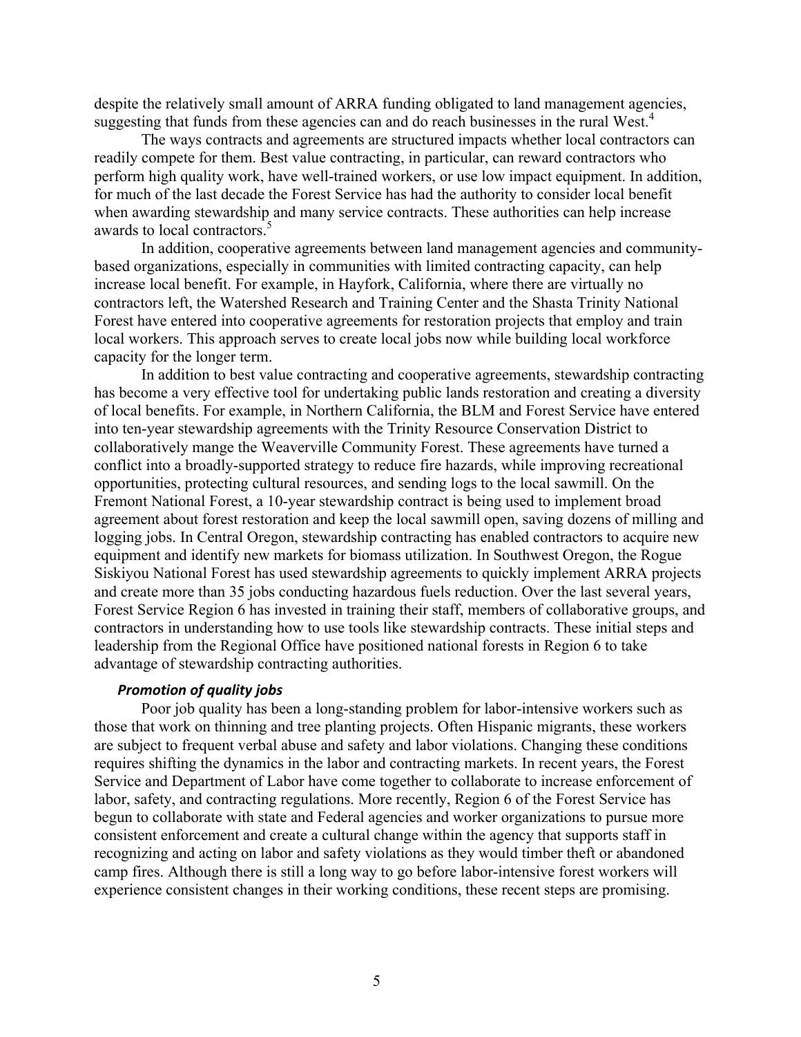despite the relatively small amount of ARRA funding obligated to land management agencies, suggesting that funds from these agencies can and do reach businesses in the rural West.[4]

The ways contracts and agreements are structured impacts whether local contractors can readily compete for them. Best value contracting, in particular, can reward contractors who perform high quality work, have well-trained workers, or use low impact equipment. In addition, for much of the last decade the Forest Service has had the authority to consider local benefit when awarding stewardship and many service contracts. These authorities can help increase awards to local contractors.[5]

In addition, cooperative agreements between land management agencies and community-based organizations, especially in communities with limited contracting capacity, can help increase local benefit. For example, in Hayfork, California, where there are virtually no contractors left, the Watershed Research and Training Center and the Shasta Trinity National Forest have entered into cooperative agreements for restoration projects that employ and train local workers. This approach serves to create local jobs now while building local workforce capacity for the longer term.

In addition to best value contracting and cooperative agreements, stewardship contracting has become a very effective tool for undertaking public lands restoration and creating a diversity of local benefits. For example, in Northern California, the BLM and Forest Service have entered into ten-year stewardship agreements with the Trinity Resource Conservation District to collaboratively mange the Weaverville Community Forest. These agreements have turned a conflict into a broadly-supported strategy to reduce fire hazards, while improving recreational opportunities, protecting cultural resources, and sending logs to the local sawmill. On the Fremont National Forest, a 10-year stewardship contract is being used to implement broad agreement about forest restoration and keep the local sawmill open, saving dozens of milling and logging jobs. In Central Oregon, stewardship contracting has enabled contractors to acquire new equipment and identify new markets for biomass utilization. In Southwest Oregon, the Rogue Siskiyou National Forest has used stewardship agreements to quickly implement ARRA projects and create more than 35 jobs conducting hazardous fuels reduction. Over the last several years, Forest Service Region 6 has invested in training their staff, members of collaborative groups, and contractors in understanding how to use tools like stewardship contracts. These initial steps and leadership from the Regional Office have positioned national forests in Region 6 to take advantage of stewardship contracting authorities.

***Promotion of quality jobs***

Poor job quality has been a long-standing problem for labor-intensive workers such as those that work on thinning and tree planting projects. Often Hispanic migrants, these workers are subject to frequent verbal abuse and safety and labor violations. Changing these conditions requires shifting the dynamics in the labor and contracting markets. In recent years, the Forest Service and Department of Labor have come together to collaborate to increase enforcement of labor, safety, and contracting regulations. More recently, Region 6 of the Forest Service has begun to collaborate with state and Federal agencies and worker organizations to pursue more consistent enforcement and create a cultural change within the agency that supports staff in recognizing and acting on labor and safety violations as they would timber theft or abandoned camp fires. Although there is still a long way to go before labor-intensive forest workers will experience consistent changes in their working conditions, these recent steps are promising.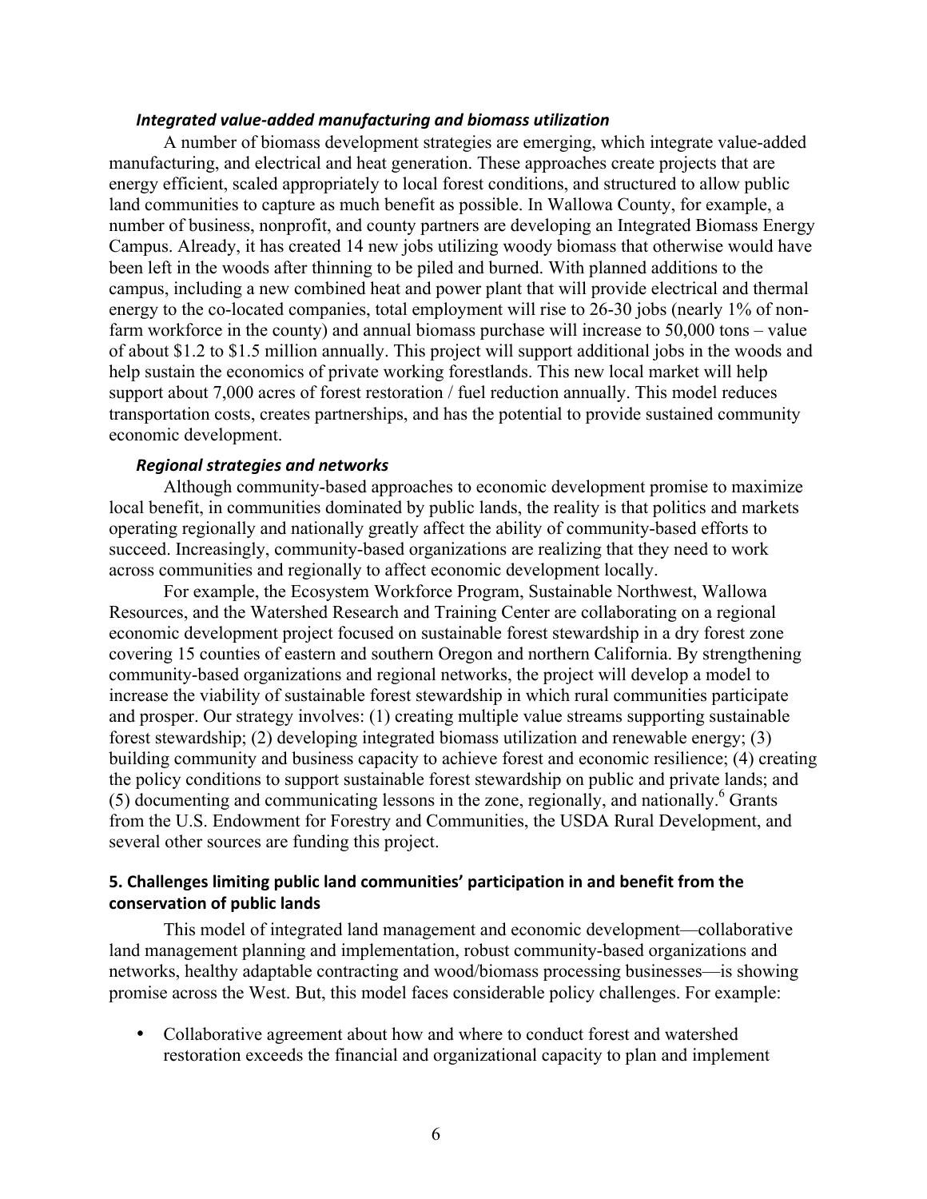### *Integrated value-added manufacturing and biomass utilization*

A number of biomass development strategies are emerging, which integrate value-added manufacturing, and electrical and heat generation. These approaches create projects that are energy efficient, scaled appropriately to local forest conditions, and structured to allow public land communities to capture as much benefit as possible. In Wallowa County, for example, a number of business, nonprofit, and county partners are developing an Integrated Biomass Energy Campus. Already, it has created 14 new jobs utilizing woody biomass that otherwise would have been left in the woods after thinning to be piled and burned. With planned additions to the campus, including a new combined heat and power plant that will provide electrical and thermal energy to the co-located companies, total employment will rise to 26-30 jobs (nearly 1% of non-farm workforce in the county) and annual biomass purchase will increase to 50,000 tons – value of about $1.2 to $1.5 million annually. This project will support additional jobs in the woods and help sustain the economics of private working forestlands. This new local market will help support about 7,000 acres of forest restoration / fuel reduction annually. This model reduces transportation costs, creates partnerships, and has the potential to provide sustained community economic development.

### *Regional strategies and networks*

Although community-based approaches to economic development promise to maximize local benefit, in communities dominated by public lands, the reality is that politics and markets operating regionally and nationally greatly affect the ability of community-based efforts to succeed. Increasingly, community-based organizations are realizing that they need to work across communities and regionally to affect economic development locally.

For example, the Ecosystem Workforce Program, Sustainable Northwest, Wallowa Resources, and the Watershed Research and Training Center are collaborating on a regional economic development project focused on sustainable forest stewardship in a dry forest zone covering 15 counties of eastern and southern Oregon and northern California. By strengthening community-based organizations and regional networks, the project will develop a model to increase the viability of sustainable forest stewardship in which rural communities participate and prosper. Our strategy involves: (1) creating multiple value streams supporting sustainable forest stewardship; (2) developing integrated biomass utilization and renewable energy; (3) building community and business capacity to achieve forest and economic resilience; (4) creating the policy conditions to support sustainable forest stewardship on public and private lands; and (5) documenting and communicating lessons in the zone, regionally, and nationally.[6] Grants from the U.S. Endowment for Forestry and Communities, the USDA Rural Development, and several other sources are funding this project.

## 5. Challenges limiting public land communities' participation in and benefit from the conservation of public lands

This model of integrated land management and economic development—collaborative land management planning and implementation, robust community-based organizations and networks, healthy adaptable contracting and wood/biomass processing businesses—is showing promise across the West. But, this model faces considerable policy challenges. For example:

- Collaborative agreement about how and where to conduct forest and watershed restoration exceeds the financial and organizational capacity to plan and implement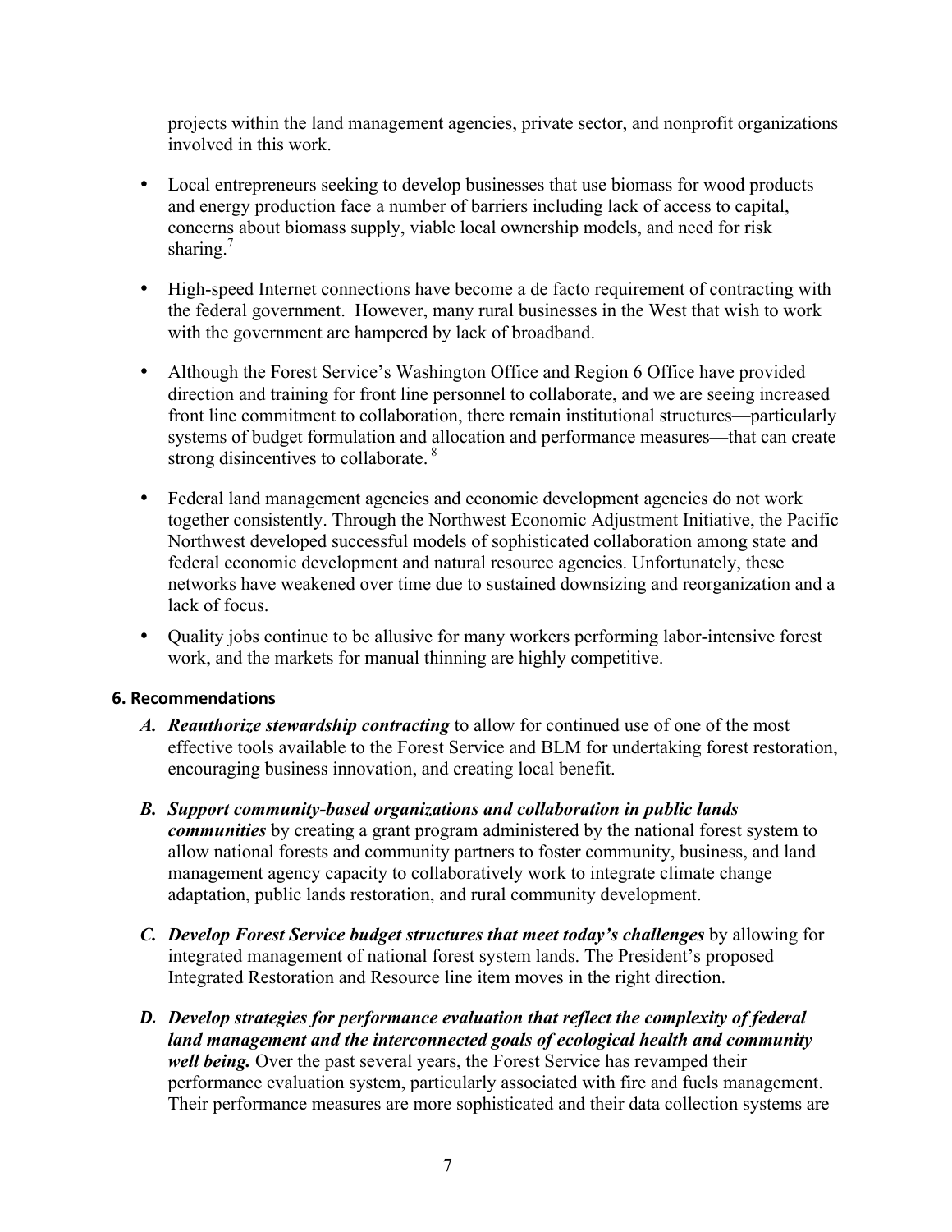projects within the land management agencies, private sector, and nonprofit organizations involved in this work.

- Local entrepreneurs seeking to develop businesses that use biomass for wood products and energy production face a number of barriers including lack of access to capital, concerns about biomass supply, viable local ownership models, and need for risk sharing.[7]

- High-speed Internet connections have become a de facto requirement of contracting with the federal government. However, many rural businesses in the West that wish to work with the government are hampered by lack of broadband.

- Although the Forest Service's Washington Office and Region 6 Office have provided direction and training for front line personnel to collaborate, and we are seeing increased front line commitment to collaboration, there remain institutional structures—particularly systems of budget formulation and allocation and performance measures—that can create strong disincentives to collaborate.[8]

- Federal land management agencies and economic development agencies do not work together consistently. Through the Northwest Economic Adjustment Initiative, the Pacific Northwest developed successful models of sophisticated collaboration among state and federal economic development and natural resource agencies. Unfortunately, these networks have weakened over time due to sustained downsizing and reorganization and a lack of focus.

- Quality jobs continue to be allusive for many workers performing labor-intensive forest work, and the markets for manual thinning are highly competitive.

### 6. Recommendations

A. ***Reauthorize stewardship contracting*** to allow for continued use of one of the most effective tools available to the Forest Service and BLM for undertaking forest restoration, encouraging business innovation, and creating local benefit.

B. ***Support community-based organizations and collaboration in public lands communities*** by creating a grant program administered by the national forest system to allow national forests and community partners to foster community, business, and land management agency capacity to collaboratively work to integrate climate change adaptation, public lands restoration, and rural community development.

C. ***Develop Forest Service budget structures that meet today's challenges*** by allowing for integrated management of national forest system lands. The President's proposed Integrated Restoration and Resource line item moves in the right direction.

D. ***Develop strategies for performance evaluation that reflect the complexity of federal land management and the interconnected goals of ecological health and community well being.*** Over the past several years, the Forest Service has revamped their performance evaluation system, particularly associated with fire and fuels management. Their performance measures are more sophisticated and their data collection systems are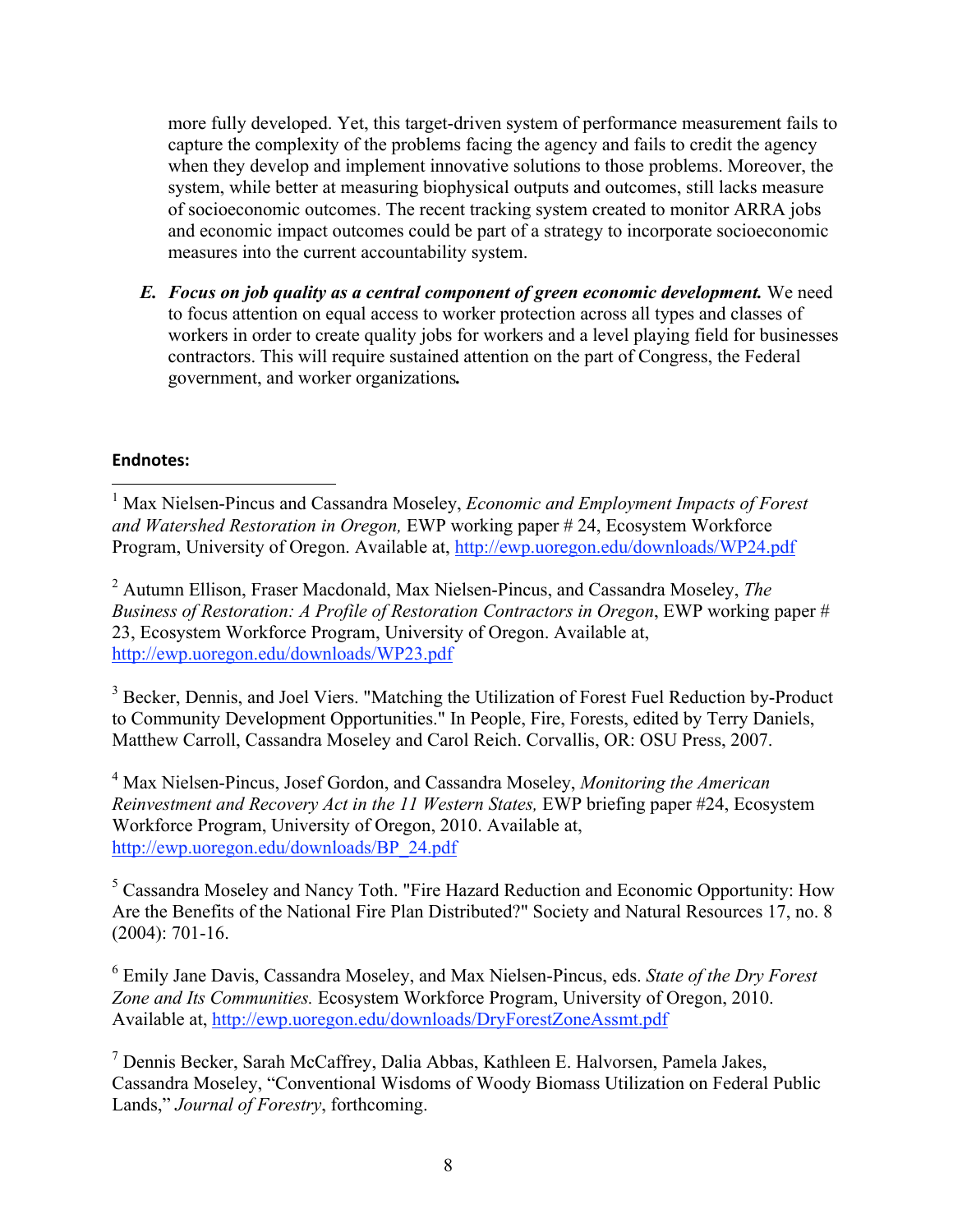more fully developed. Yet, this target-driven system of performance measurement fails to capture the complexity of the problems facing the agency and fails to credit the agency when they develop and implement innovative solutions to those problems. Moreover, the system, while better at measuring biophysical outputs and outcomes, still lacks measure of socioeconomic outcomes. The recent tracking system created to monitor ARRA jobs and economic impact outcomes could be part of a strategy to incorporate socioeconomic measures into the current accountability system.

E. ***Focus on job quality as a central component of green economic development.*** We need to focus attention on equal access to worker protection across all types and classes of workers in order to create quality jobs for workers and a level playing field for businesses contractors. This will require sustained attention on the part of Congress, the Federal government, and worker organizations.

**Endnotes:**

[1] Max Nielsen-Pincus and Cassandra Moseley, *Economic and Employment Impacts of Forest and Watershed Restoration in Oregon,* EWP working paper # 24, Ecosystem Workforce Program, University of Oregon. Available at, http://ewp.uoregon.edu/downloads/WP24.pdf

[2] Autumn Ellison, Fraser Macdonald, Max Nielsen-Pincus, and Cassandra Moseley, *The Business of Restoration: A Profile of Restoration Contractors in Oregon*, EWP working paper # 23, Ecosystem Workforce Program, University of Oregon. Available at, http://ewp.uoregon.edu/downloads/WP23.pdf

[3] Becker, Dennis, and Joel Viers. "Matching the Utilization of Forest Fuel Reduction by-Product to Community Development Opportunities." In People, Fire, Forests, edited by Terry Daniels, Matthew Carroll, Cassandra Moseley and Carol Reich. Corvallis, OR: OSU Press, 2007.

[4] Max Nielsen-Pincus, Josef Gordon, and Cassandra Moseley, *Monitoring the American Reinvestment and Recovery Act in the 11 Western States,* EWP briefing paper #24, Ecosystem Workforce Program, University of Oregon, 2010. Available at, http://ewp.uoregon.edu/downloads/BP_24.pdf

[5] Cassandra Moseley and Nancy Toth. "Fire Hazard Reduction and Economic Opportunity: How Are the Benefits of the National Fire Plan Distributed?" Society and Natural Resources 17, no. 8 (2004): 701-16.

[6] Emily Jane Davis, Cassandra Moseley, and Max Nielsen-Pincus, eds. *State of the Dry Forest Zone and Its Communities.* Ecosystem Workforce Program, University of Oregon, 2010. Available at, http://ewp.uoregon.edu/downloads/DryForestZoneAssmt.pdf

[7] Dennis Becker, Sarah McCaffrey, Dalia Abbas, Kathleen E. Halvorsen, Pamela Jakes, Cassandra Moseley, "Conventional Wisdoms of Woody Biomass Utilization on Federal Public Lands," *Journal of Forestry*, forthcoming.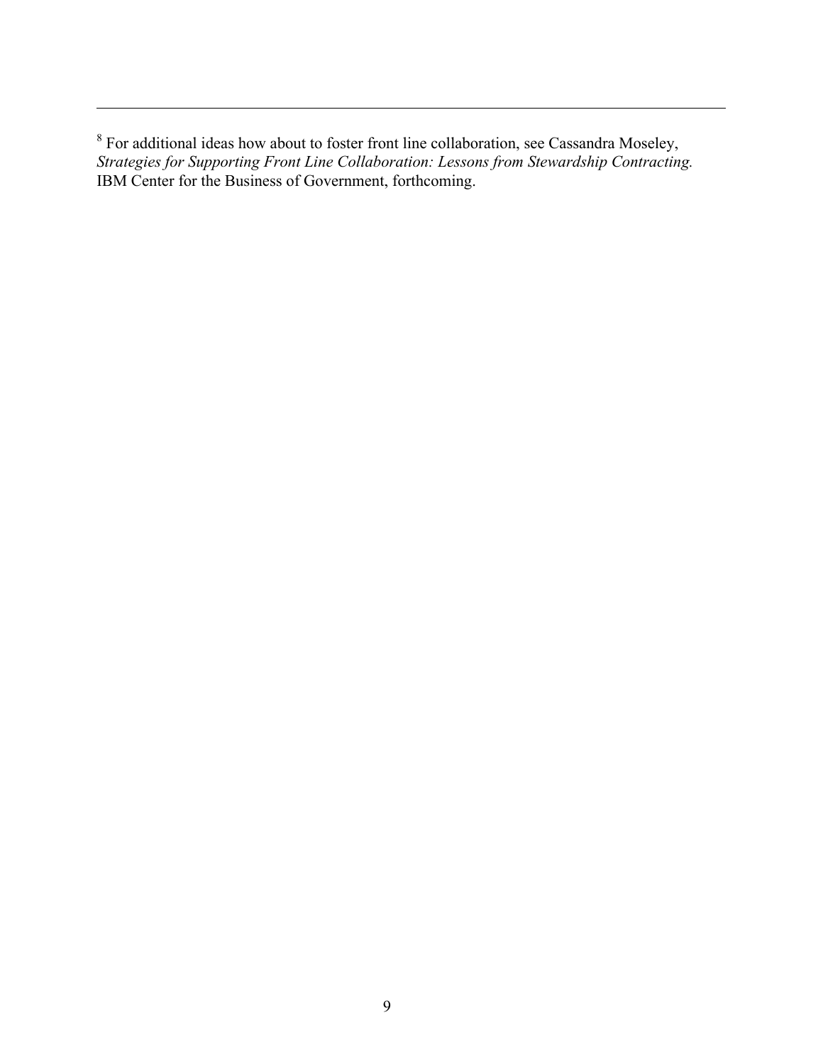[8] For additional ideas how about to foster front line collaboration, see Cassandra Moseley, *Strategies for Supporting Front Line Collaboration: Lessons from Stewardship Contracting.* IBM Center for the Business of Government, forthcoming.